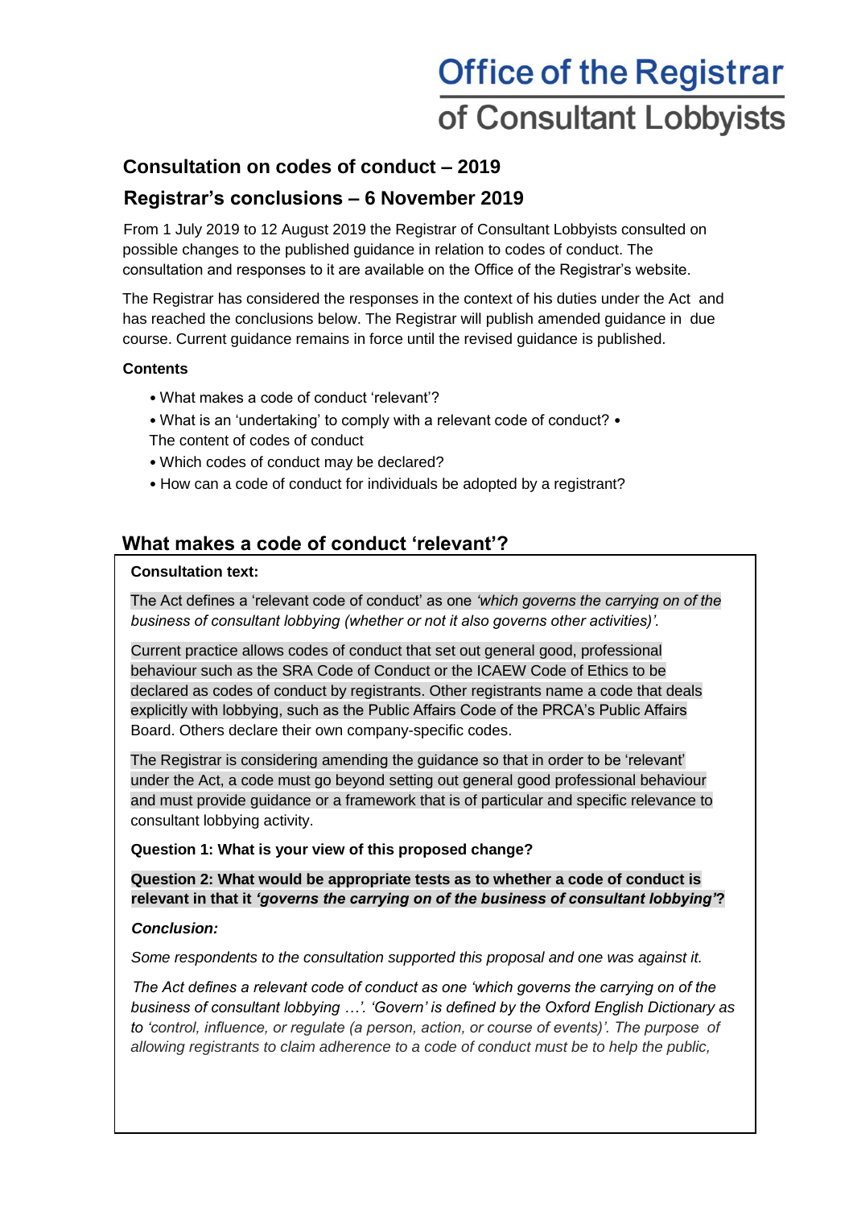# Office of the Registrar of Consultant Lobbyists

## Consultation on codes of conduct – 2019

## Registrar's conclusions – 6 November 2019

From 1 July 2019 to 12 August 2019 the Registrar of Consultant Lobbyists consulted on possible changes to the published guidance in relation to codes of conduct. The consultation and responses to it are available on the Office of the Registrar's website.

The Registrar has considered the responses in the context of his duties under the Act and has reached the conclusions below. The Registrar will publish amended guidance in due course. Current guidance remains in force until the revised guidance is published.

**Contents**

- What makes a code of conduct 'relevant'?
- What is an 'undertaking' to comply with a relevant code of conduct?
- The content of codes of conduct
- Which codes of conduct may be declared?
- How can a code of conduct for individuals be adopted by a registrant?

## What makes a code of conduct 'relevant'?

**Consultation text:**

The Act defines a 'relevant code of conduct' as one *'which governs the carrying on of the business of consultant lobbying (whether or not it also governs other activities)'.*

Current practice allows codes of conduct that set out general good, professional behaviour such as the SRA Code of Conduct or the ICAEW Code of Ethics to be declared as codes of conduct by registrants. Other registrants name a code that deals explicitly with lobbying, such as the Public Affairs Code of the PRCA's Public Affairs Board. Others declare their own company-specific codes.

The Registrar is considering amending the guidance so that in order to be 'relevant' under the Act, a code must go beyond setting out general good professional behaviour and must provide guidance or a framework that is of particular and specific relevance to consultant lobbying activity.

**Question 1: What is your view of this proposed change?**

**Question 2: What would be appropriate tests as to whether a code of conduct is relevant in that it *'governs the carrying on of the business of consultant lobbying'*?**

***Conclusion:***

*Some respondents to the consultation supported this proposal and one was against it.*

*The Act defines a relevant code of conduct as one 'which governs the carrying on of the business of consultant lobbying …'. 'Govern' is defined by the Oxford English Dictionary as to 'control, influence, or regulate (a person, action, or course of events)'. The purpose of allowing registrants to claim adherence to a code of conduct must be to help the public,*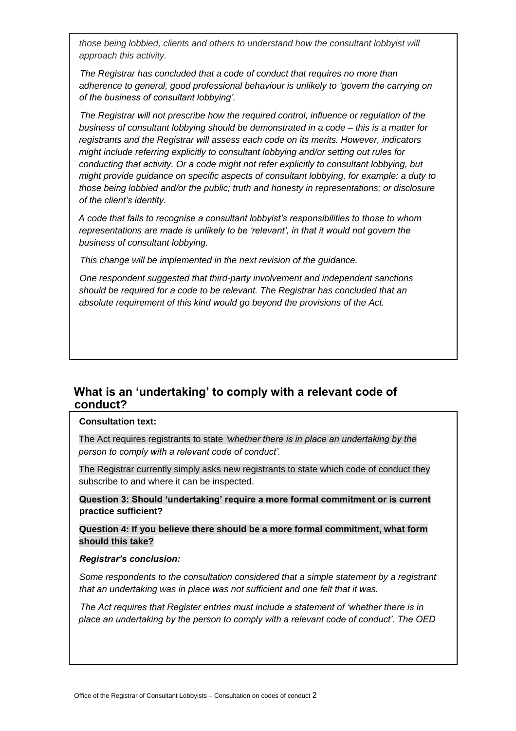*those being lobbied, clients and others to understand how the consultant lobbyist will approach this activity.*

*The Registrar has concluded that a code of conduct that requires no more than adherence to general, good professional behaviour is unlikely to 'govern the carrying on of the business of consultant lobbying'.*

*The Registrar will not prescribe how the required control, influence or regulation of the business of consultant lobbying should be demonstrated in a code – this is a matter for registrants and the Registrar will assess each code on its merits. However, indicators might include referring explicitly to consultant lobbying and/or setting out rules for conducting that activity. Or a code might not refer explicitly to consultant lobbying, but might provide guidance on specific aspects of consultant lobbying, for example: a duty to those being lobbied and/or the public; truth and honesty in representations; or disclosure of the client's identity.*

*A code that fails to recognise a consultant lobbyist's responsibilities to those to whom representations are made is unlikely to be 'relevant', in that it would not govern the business of consultant lobbying.*

*This change will be implemented in the next revision of the guidance.*

*One respondent suggested that third-party involvement and independent sanctions should be required for a code to be relevant. The Registrar has concluded that an absolute requirement of this kind would go beyond the provisions of the Act.*

## What is an 'undertaking' to comply with a relevant code of conduct?

**Consultation text:**

The Act requires registrants to state *'whether there is in place an undertaking by the person to comply with a relevant code of conduct'.*

The Registrar currently simply asks new registrants to state which code of conduct they subscribe to and where it can be inspected.

**Question 3: Should 'undertaking' require a more formal commitment or is current practice sufficient?**

**Question 4: If you believe there should be a more formal commitment, what form should this take?**

***Registrar's conclusion:***

*Some respondents to the consultation considered that a simple statement by a registrant that an undertaking was in place was not sufficient and one felt that it was.*

*The Act requires that Register entries must include a statement of 'whether there is in place an undertaking by the person to comply with a relevant code of conduct'. The OED*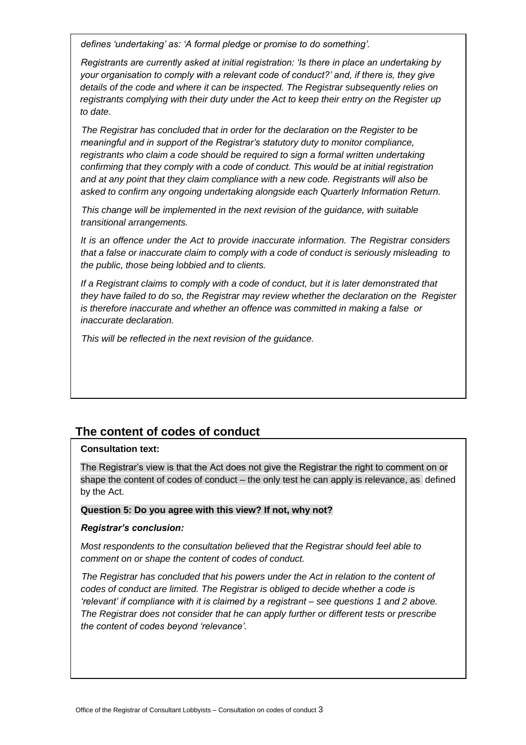*defines 'undertaking' as: 'A formal pledge or promise to do something'.*

*Registrants are currently asked at initial registration: 'Is there in place an undertaking by your organisation to comply with a relevant code of conduct?' and, if there is, they give details of the code and where it can be inspected. The Registrar subsequently relies on registrants complying with their duty under the Act to keep their entry on the Register up to date.*

*The Registrar has concluded that in order for the declaration on the Register to be meaningful and in support of the Registrar's statutory duty to monitor compliance, registrants who claim a code should be required to sign a formal written undertaking confirming that they comply with a code of conduct. This would be at initial registration and at any point that they claim compliance with a new code. Registrants will also be asked to confirm any ongoing undertaking alongside each Quarterly Information Return.*

*This change will be implemented in the next revision of the guidance, with suitable transitional arrangements.*

*It is an offence under the Act to provide inaccurate information. The Registrar considers that a false or inaccurate claim to comply with a code of conduct is seriously misleading to the public, those being lobbied and to clients.*

*If a Registrant claims to comply with a code of conduct, but it is later demonstrated that they have failed to do so, the Registrar may review whether the declaration on the Register is therefore inaccurate and whether an offence was committed in making a false or inaccurate declaration.*

*This will be reflected in the next revision of the guidance.*

## The content of codes of conduct

**Consultation text:**

The Registrar's view is that the Act does not give the Registrar the right to comment on or shape the content of codes of conduct – the only test he can apply is relevance, as defined by the Act.

**Question 5: Do you agree with this view? If not, why not?**

***Registrar's conclusion:***

*Most respondents to the consultation believed that the Registrar should feel able to comment on or shape the content of codes of conduct.*

*The Registrar has concluded that his powers under the Act in relation to the content of codes of conduct are limited. The Registrar is obliged to decide whether a code is 'relevant' if compliance with it is claimed by a registrant – see questions 1 and 2 above. The Registrar does not consider that he can apply further or different tests or prescribe the content of codes beyond 'relevance'.*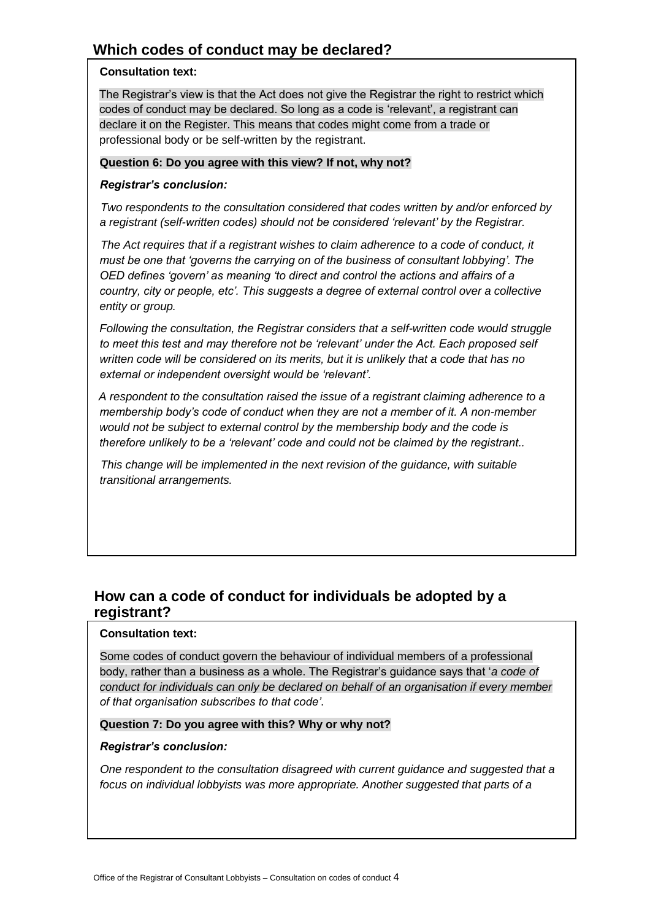## Which codes of conduct may be declared?

**Consultation text:**

The Registrar's view is that the Act does not give the Registrar the right to restrict which codes of conduct may be declared. So long as a code is 'relevant', a registrant can declare it on the Register. This means that codes might come from a trade or professional body or be self-written by the registrant.

**Question 6: Do you agree with this view? If not, why not?**

***Registrar's conclusion:***

*Two respondents to the consultation considered that codes written by and/or enforced by a registrant (self-written codes) should not be considered 'relevant' by the Registrar.*

*The Act requires that if a registrant wishes to claim adherence to a code of conduct, it must be one that 'governs the carrying on of the business of consultant lobbying'. The OED defines 'govern' as meaning 'to direct and control the actions and affairs of a country, city or people, etc'. This suggests a degree of external control over a collective entity or group.*

*Following the consultation, the Registrar considers that a self-written code would struggle to meet this test and may therefore not be 'relevant' under the Act. Each proposed self written code will be considered on its merits, but it is unlikely that a code that has no external or independent oversight would be 'relevant'.*

*A respondent to the consultation raised the issue of a registrant claiming adherence to a membership body's code of conduct when they are not a member of it. A non-member would not be subject to external control by the membership body and the code is therefore unlikely to be a 'relevant' code and could not be claimed by the registrant..*

*This change will be implemented in the next revision of the guidance, with suitable transitional arrangements.*

## How can a code of conduct for individuals be adopted by a registrant?

**Consultation text:**

Some codes of conduct govern the behaviour of individual members of a professional body, rather than a business as a whole. The Registrar's guidance says that '*a code of conduct for individuals can only be declared on behalf of an organisation if every member of that organisation subscribes to that code'*.

**Question 7: Do you agree with this? Why or why not?**

***Registrar's conclusion:***

*One respondent to the consultation disagreed with current guidance and suggested that a focus on individual lobbyists was more appropriate. Another suggested that parts of a*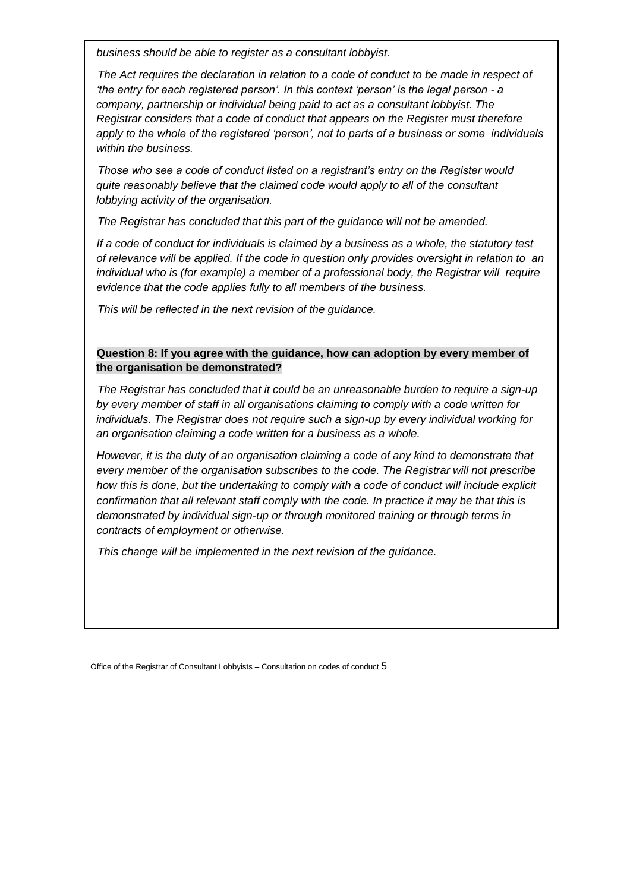*business should be able to register as a consultant lobbyist.*

*The Act requires the declaration in relation to a code of conduct to be made in respect of 'the entry for each registered person'. In this context 'person' is the legal person - a company, partnership or individual being paid to act as a consultant lobbyist. The Registrar considers that a code of conduct that appears on the Register must therefore apply to the whole of the registered 'person', not to parts of a business or some individuals within the business.*

*Those who see a code of conduct listed on a registrant's entry on the Register would quite reasonably believe that the claimed code would apply to all of the consultant lobbying activity of the organisation.*

*The Registrar has concluded that this part of the guidance will not be amended.*

*If a code of conduct for individuals is claimed by a business as a whole, the statutory test of relevance will be applied. If the code in question only provides oversight in relation to an individual who is (for example) a member of a professional body, the Registrar will require evidence that the code applies fully to all members of the business.*

*This will be reflected in the next revision of the guidance.*

**Question 8: If you agree with the guidance, how can adoption by every member of the organisation be demonstrated?**

*The Registrar has concluded that it could be an unreasonable burden to require a sign-up by every member of staff in all organisations claiming to comply with a code written for individuals. The Registrar does not require such a sign-up by every individual working for an organisation claiming a code written for a business as a whole.*

*However, it is the duty of an organisation claiming a code of any kind to demonstrate that every member of the organisation subscribes to the code. The Registrar will not prescribe how this is done, but the undertaking to comply with a code of conduct will include explicit confirmation that all relevant staff comply with the code. In practice it may be that this is demonstrated by individual sign-up or through monitored training or through terms in contracts of employment or otherwise.*

*This change will be implemented in the next revision of the guidance.*